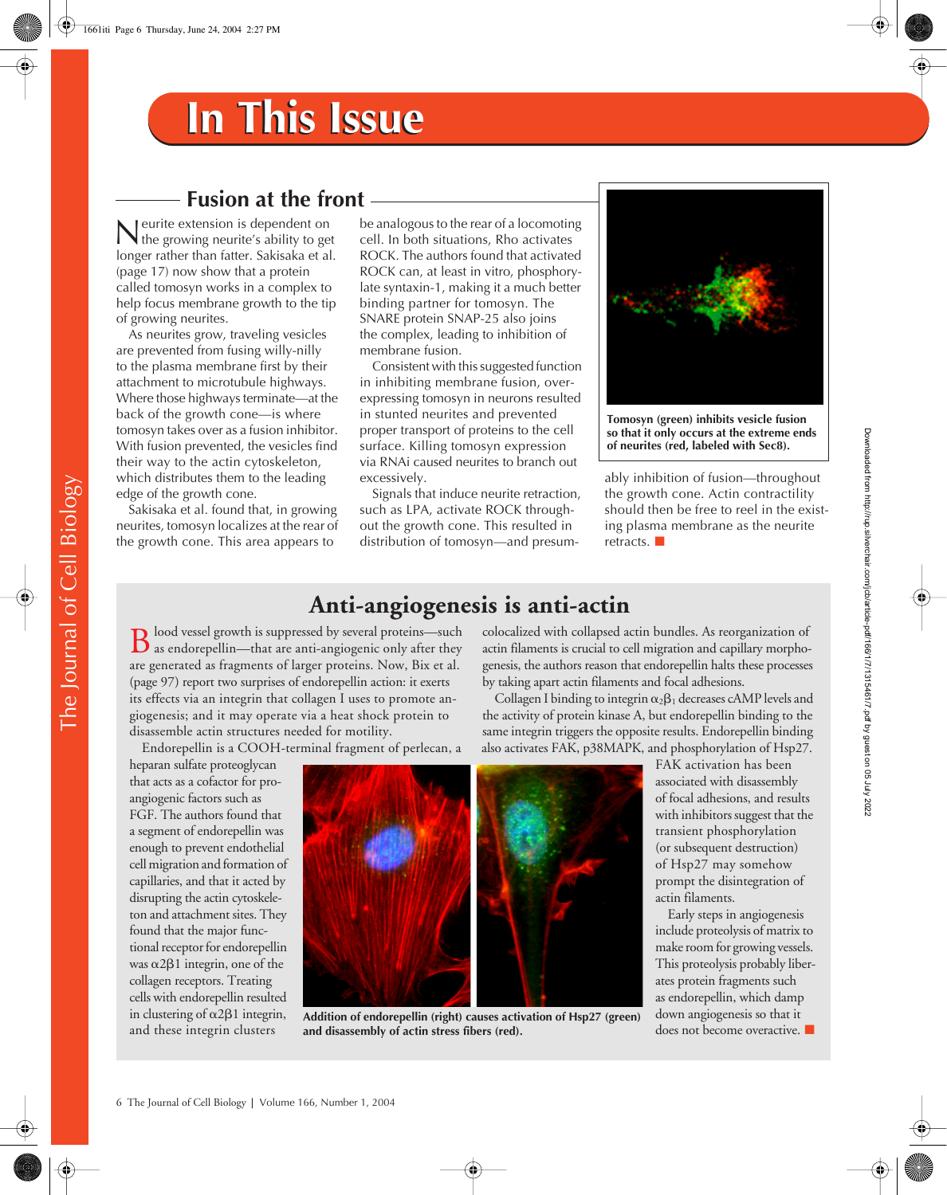# In This Issue

## Fusion at the front

Neurite extension is dependent on the growing neurite's ability to get longer rather than fatter. Sakisaka et al. (page 17) now show that a protein called tomosyn works in a complex to help focus membrane growth to the tip of growing neurites.

As neurites grow, traveling vesicles are prevented from fusing willy-nilly to the plasma membrane first by their attachment to microtubule highways. Where those highways terminate—at the back of the growth cone—is where tomosyn takes over as a fusion inhibitor. With fusion prevented, the vesicles find their way to the actin cytoskeleton, which distributes them to the leading edge of the growth cone.

Sakisaka et al. found that, in growing neurites, tomosyn localizes at the rear of the growth cone. This area appears to be analogous to the rear of a locomoting cell. In both situations, Rho activates ROCK. The authors found that activated ROCK can, at least in vitro, phosphorylate syntaxin-1, making it a much better binding partner for tomosyn. The SNARE protein SNAP-25 also joins the complex, leading to inhibition of membrane fusion.

Consistent with this suggested function in inhibiting membrane fusion, overexpressing tomosyn in neurons resulted in stunted neurites and prevented proper transport of proteins to the cell surface. Killing tomosyn expression via RNAi caused neurites to branch out excessively.

Signals that induce neurite retraction, such as LPA, activate ROCK throughout the growth cone. This resulted in distribution of tomosyn—and presumably inhibition of fusion—throughout the growth cone. Actin contractility should then be free to reel in the existing plasma membrane as the neurite retracts. ■

**Tomosyn (green) inhibits vesicle fusion so that it only occurs at the extreme ends of neurites (red, labeled with Sec8).**

## Anti-angiogenesis is anti-actin

Blood vessel growth is suppressed by several proteins—such as endorepellin—that are anti-angiogenic only after they are generated as fragments of larger proteins. Now, Bix et al. (page 97) report two surprises of endorepellin action: it exerts its effects via an integrin that collagen I uses to promote angiogenesis; and it may operate via a heat shock protein to disassemble actin structures needed for motility.

Endorepellin is a COOH-terminal fragment of perlecan, a heparan sulfate proteoglycan that acts as a cofactor for proangiogenic factors such as FGF. The authors found that a segment of endorepellin was enough to prevent endothelial cell migration and formation of capillaries, and that it acted by disrupting the actin cytoskeleton and attachment sites. They found that the major functional receptor for endorepellin was $\alpha 2\beta 1$ integrin, one of the collagen receptors. Treating cells with endorepellin resulted in clustering of $\alpha 2\beta 1$ integrin, and these integrin clusters colocalized with collapsed actin bundles. As reorganization of actin filaments is crucial to cell migration and capillary morphogenesis, the authors reason that endorepellin halts these processes by taking apart actin filaments and focal adhesions.

Collagen I binding to integrin $\alpha_2\beta_1$ decreases cAMP levels and the activity of protein kinase A, but endorepellin binding to the same integrin triggers the opposite results. Endorepellin binding also activates FAK, p38MAPK, and phosphorylation of Hsp27. FAK activation has been associated with disassembly of focal adhesions, and results with inhibitors suggest that the transient phosphorylation (or subsequent destruction) of Hsp27 may somehow prompt the disintegration of actin filaments.

Early steps in angiogenesis include proteolysis of matrix to make room for growing vessels. This proteolysis probably liberates protein fragments such as endorepellin, which damp down angiogenesis so that it does not become overactive. ■

**Addition of endorepellin (right) causes activation of Hsp27 (green) and disassembly of actin stress fibers (red).**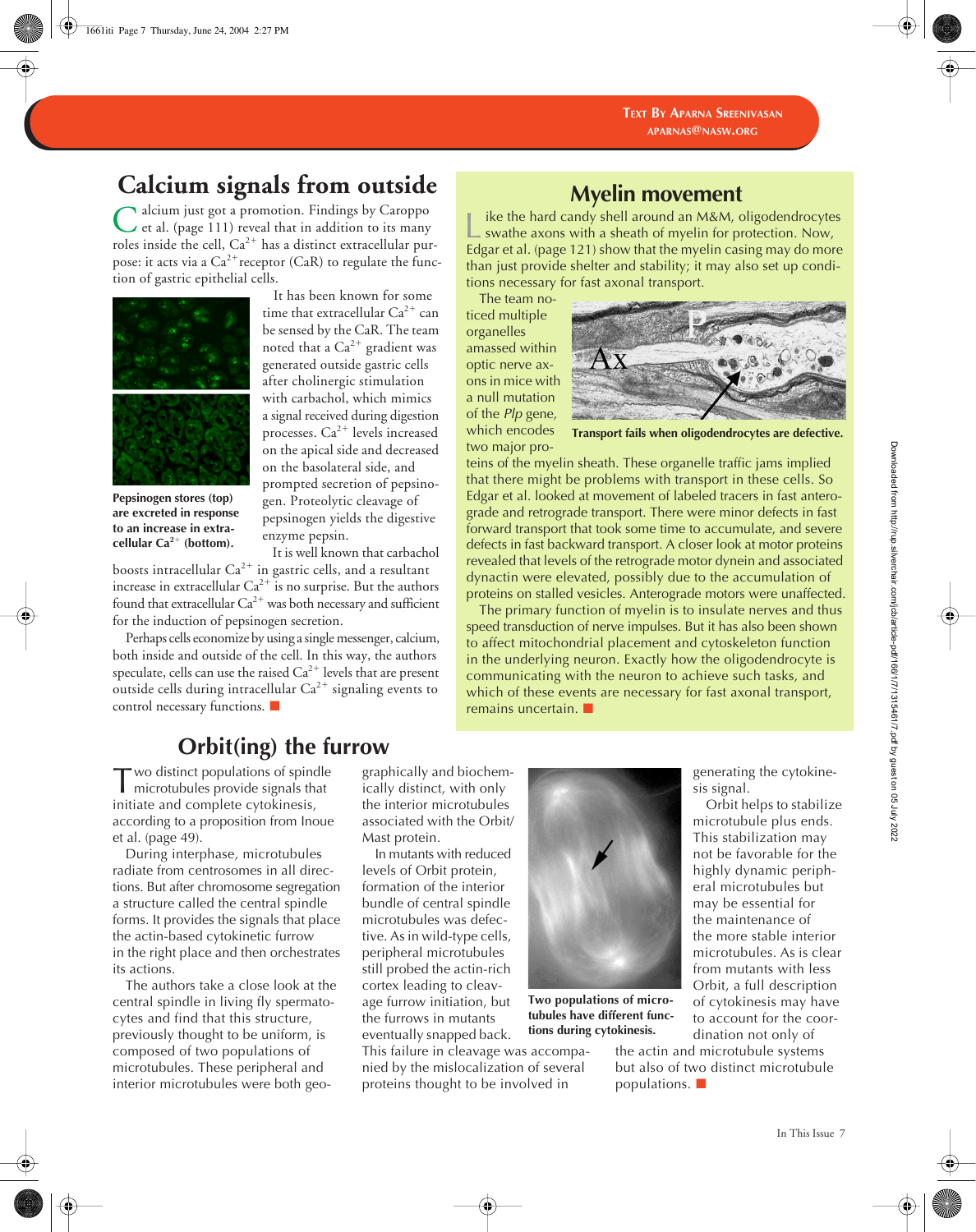Text By Aparna Sreenivasan
aparnas@nasw.org

## Calcium signals from outside

Calcium just got a promotion. Findings by Caroppo et al. (page 111) reveal that in addition to its many roles inside the cell, $Ca^{2+}$ has a distinct extracellular purpose: it acts via a $Ca^{2+}$ receptor (CaR) to regulate the function of gastric epithelial cells.

It has been known for some time that extracellular $Ca^{2+}$ can be sensed by the CaR. The team noted that a $Ca^{2+}$ gradient was generated outside gastric cells after cholinergic stimulation with carbachol, which mimics a signal received during digestion processes. $Ca^{2+}$ levels increased on the apical side and decreased on the basolateral side, and prompted secretion of pepsinogen. Proteolytic cleavage of pepsinogen yields the digestive enzyme pepsin.

**Pepsinogen stores (top) are excreted in response to an increase in extracellular $Ca^{2+}$ (bottom).**

It is well known that carbachol boosts intracellular $Ca^{2+}$ in gastric cells, and a resultant increase in extracellular $Ca^{2+}$ is no surprise. But the authors found that extracellular $Ca^{2+}$ was both necessary and sufficient for the induction of pepsinogen secretion.

Perhaps cells economize by using a single messenger, calcium, both inside and outside of the cell. In this way, the authors speculate, cells can use the raised $Ca^{2+}$ levels that are present outside cells during intracellular $Ca^{2+}$ signaling events to control necessary functions. ■

## Myelin movement

Like the hard candy shell around an M&M, oligodendrocytes swathe axons with a sheath of myelin for protection. Now, Edgar et al. (page 121) show that the myelin casing may do more than just provide shelter and stability; it may also set up conditions necessary for fast axonal transport.

The team noticed multiple organelles amassed within optic nerve axons in mice with a null mutation of the *Plp* gene, which encodes two major proteins of the myelin sheath. These organelle traffic jams implied that there might be problems with transport in these cells. So Edgar et al. looked at movement of labeled tracers in fast anterograde and retrograde transport. There were minor defects in fast forward transport that took some time to accumulate, and severe defects in fast backward transport. A closer look at motor proteins revealed that levels of the retrograde motor dynein and associated dynactin were elevated, possibly due to the accumulation of proteins on stalled vesicles. Anterograde motors were unaffected.

**Transport fails when oligodendrocytes are defective.**

The primary function of myelin is to insulate nerves and thus speed transduction of nerve impulses. But it has also been shown to affect mitochondrial placement and cytoskeleton function in the underlying neuron. Exactly how the oligodendrocyte is communicating with the neuron to achieve such tasks, and which of these events are necessary for fast axonal transport, remains uncertain. ■

## Orbit(ing) the furrow

Two distinct populations of spindle microtubules provide signals that initiate and complete cytokinesis, according to a proposition from Inoue et al. (page 49).

During interphase, microtubules radiate from centrosomes in all directions. But after chromosome segregation a structure called the central spindle forms. It provides the signals that place the actin-based cytokinetic furrow in the right place and then orchestrates its actions.

The authors take a close look at the central spindle in living fly spermatocytes and find that this structure, previously thought to be uniform, is composed of two populations of microtubules. These peripheral and interior microtubules were both geographically and biochemically distinct, with only the interior microtubules associated with the Orbit/Mast protein.

In mutants with reduced levels of Orbit protein, formation of the interior bundle of central spindle microtubules was defective. As in wild-type cells, peripheral microtubules still probed the actin-rich cortex leading to cleavage furrow initiation, but the furrows in mutants eventually snapped back. This failure in cleavage was accompanied by the mislocalization of several proteins thought to be involved in generating the cytokinesis signal.

**Two populations of microtubules have different functions during cytokinesis.**

Orbit helps to stabilize microtubule plus ends. This stabilization may not be favorable for the highly dynamic peripheral microtubules but may be essential for the maintenance of the more stable interior microtubules. As is clear from mutants with less Orbit, a full description of cytokinesis may have to account for the coordination not only of the actin and microtubule systems but also of two distinct microtubule populations. ■